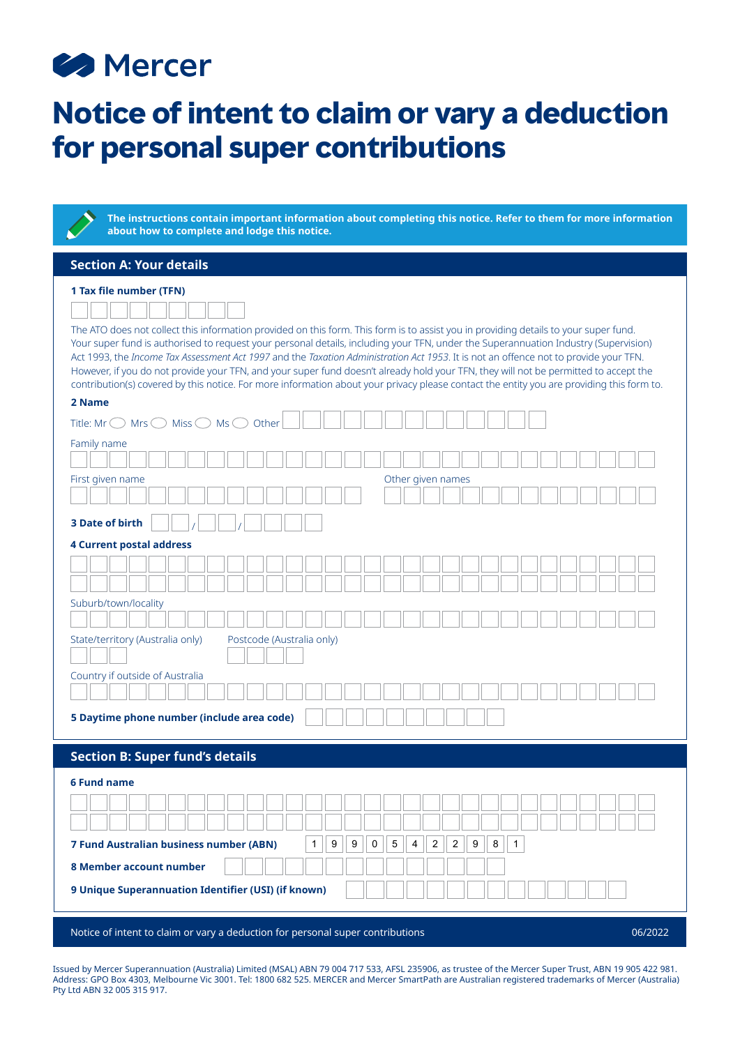Mercer

# Notice of intent to claim or vary a deduction for personal super contributions

**The instructions contain important information about completing this notice. Refer to them for more information about how to complete and lodge this notice.**

## Section A: Your details

**1 Tax file number (TFN)**

The ATO does not collect this information provided on this form. This form is to assist you in providing details to your super fund. Your super fund is authorised to request your personal details, including your TFN, under the Superannuation Industry (Supervision) Act 1993, the *Income Tax Assessment Act 1997* and the *Taxation Administration Act 1953*. It is not an offence not to provide your TFN. However, if you do not provide your TFN, and your super fund doesn't already hold your TFN, they will not be permitted to accept the contribution(s) covered by this notice. For more information about your privacy please contact the entity you are providing this form to.

**2 Name**

Title: Mr ◯ Mrs ◯ Miss ◯ Ms ◯ Other

Family name

First given name

Other given names

**3 Date of birth** / /

**4 Current postal address**

Suburb/town/locality

State/territory (Australia only)

Postcode (Australia only)

Country if outside of Australia

**5 Daytime phone number (include area code)**

## Section B: Super fund's details

**6 Fund name**

**7 Fund Australian business number (ABN)** 1 9 9 0 5 4 2 2 9 8 1

**8 Member account number**

**9 Unique Superannuation Identifier (USI) (if known)**

Issued by Mercer Superannuation (Australia) Limited (MSAL) ABN 79 004 717 533, AFSL 235906, as trustee of the Mercer Super Trust, ABN 19 905 422 981. Address: GPO Box 4303, Melbourne Vic 3001. Tel: 1800 682 525. MERCER and Mercer SmartPath are Australian registered trademarks of Mercer (Australia) Pty Ltd ABN 32 005 315 917.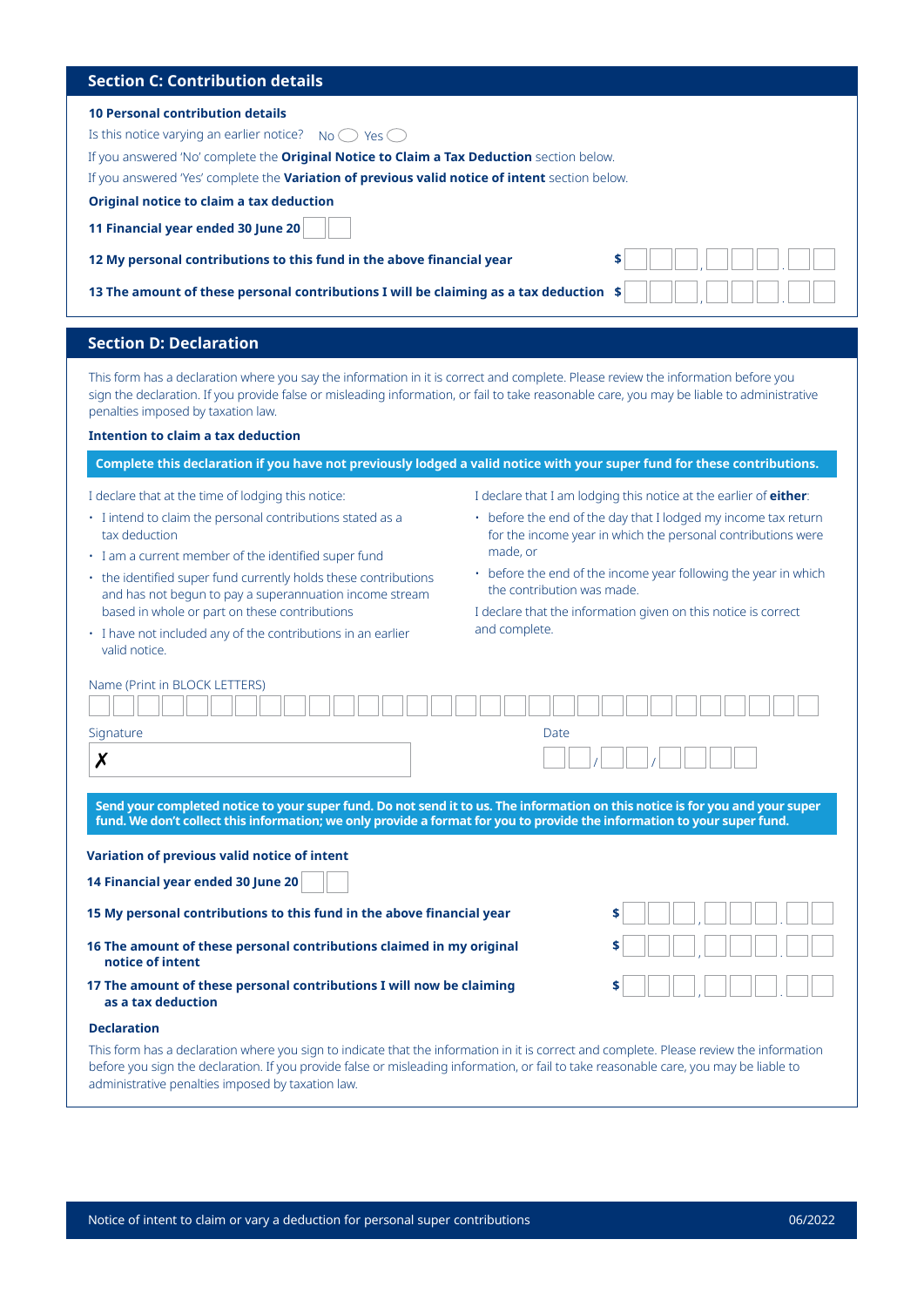## Section C: Contribution details

**10 Personal contribution details**

Is this notice varying an earlier notice? No ◯ Yes ◯

If you answered 'No' complete the **Original Notice to Claim a Tax Deduction** section below.

If you answered 'Yes' complete the **Variation of previous valid notice of intent** section below.

**Original notice to claim a tax deduction**

**11 Financial year ended 30 June 20** ☐☐

**12 My personal contributions to this fund in the above financial year** $ ☐☐☐,☐☐☐.☐☐

**13 The amount of these personal contributions I will be claiming as a tax deduction** $ ☐☐☐,☐☐☐.☐☐

## Section D: Declaration

This form has a declaration where you say the information in it is correct and complete. Please review the information before you sign the declaration. If you provide false or misleading information, or fail to take reasonable care, you may be liable to administrative penalties imposed by taxation law.

**Intention to claim a tax deduction**

**Complete this declaration if you have not previously lodged a valid notice with your super fund for these contributions.**

I declare that at the time of lodging this notice:

- I intend to claim the personal contributions stated as a tax deduction
- I am a current member of the identified super fund
- the identified super fund currently holds these contributions and has not begun to pay a superannuation income stream based in whole or part on these contributions
- I have not included any of the contributions in an earlier valid notice.

I declare that I am lodging this notice at the earlier of **either**:

- before the end of the day that I lodged my income tax return for the income year in which the personal contributions were made, or
- before the end of the income year following the year in which the contribution was made.

I declare that the information given on this notice is correct and complete.

Name (Print in BLOCK LETTERS)

Signature ✗

Date ☐☐/☐☐/☐☐☐☐

**Send your completed notice to your super fund. Do not send it to us. The information on this notice is for you and your super fund. We don't collect this information; we only provide a format for you to provide the information to your super fund.**

**Variation of previous valid notice of intent**

**14 Financial year ended 30 June 20** ☐☐

**15 My personal contributions to this fund in the above financial year** $ ☐☐☐,☐☐☐.☐☐

**16 The amount of these personal contributions claimed in my original notice of intent** $ ☐☐☐,☐☐☐.☐☐

**17 The amount of these personal contributions I will now be claiming as a tax deduction** $ ☐☐☐,☐☐☐.☐☐

**Declaration**

This form has a declaration where you sign to indicate that the information in it is correct and complete. Please review the information before you sign the declaration. If you provide false or misleading information, or fail to take reasonable care, you may be liable to administrative penalties imposed by taxation law.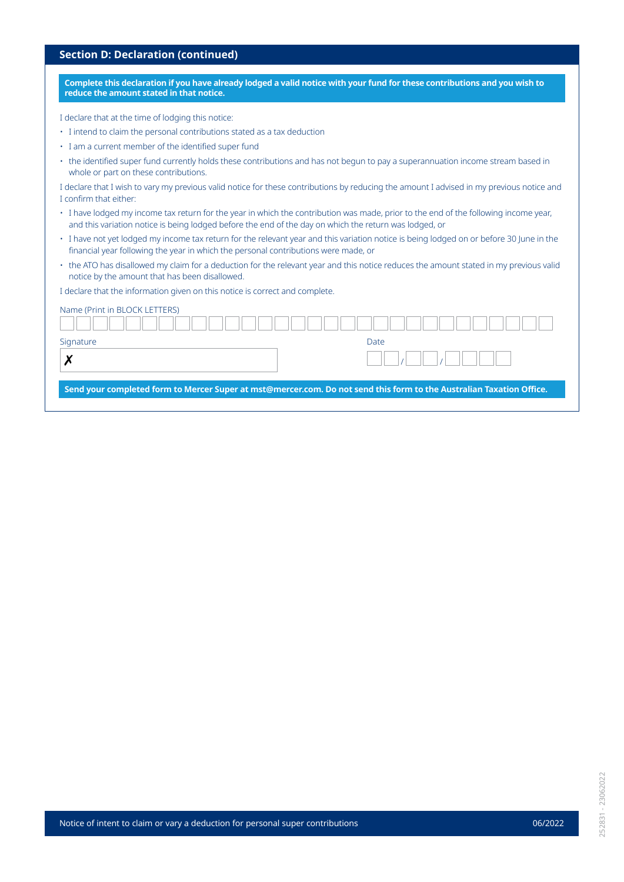## Section D: Declaration (continued)

**Complete this declaration if you have already lodged a valid notice with your fund for these contributions and you wish to reduce the amount stated in that notice.**

I declare that at the time of lodging this notice:

- I intend to claim the personal contributions stated as a tax deduction
- I am a current member of the identified super fund
- the identified super fund currently holds these contributions and has not begun to pay a superannuation income stream based in whole or part on these contributions.

I declare that I wish to vary my previous valid notice for these contributions by reducing the amount I advised in my previous notice and I confirm that either:

- I have lodged my income tax return for the year in which the contribution was made, prior to the end of the following income year, and this variation notice is being lodged before the end of the day on which the return was lodged, or
- I have not yet lodged my income tax return for the relevant year and this variation notice is being lodged on or before 30 June in the financial year following the year in which the personal contributions were made, or
- the ATO has disallowed my claim for a deduction for the relevant year and this notice reduces the amount stated in my previous valid notice by the amount that has been disallowed.

I declare that the information given on this notice is correct and complete.

Name (Print in BLOCK LETTERS)

Signature

✗

Date

/ /

**Send your completed form to Mercer Super at mst@mercer.com. Do not send this form to the Australian Taxation Office.**